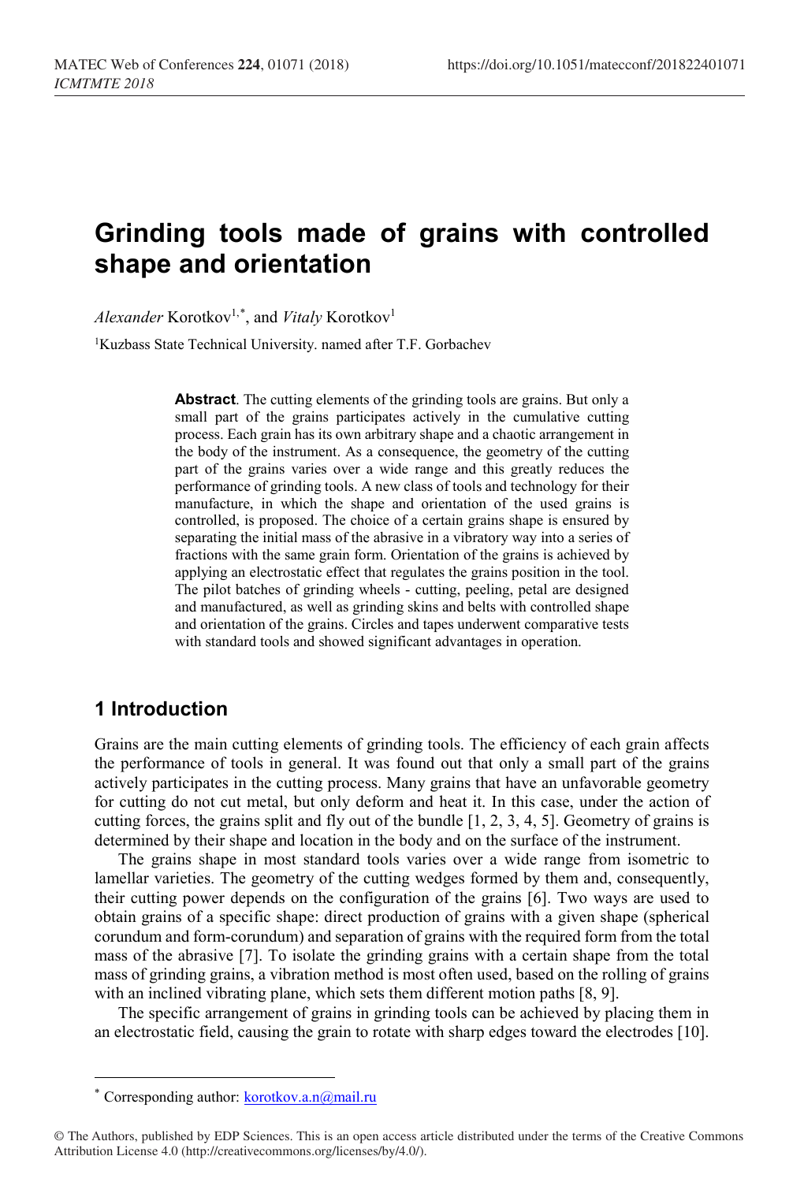# Grinding tools made of grains with controlled shape and orientation

*Alexander* Korotkov[1,*], and *Vitaly* Korotkov[1]

[1]Kuzbass State Technical University. named after T.F. Gorbachev

**Abstract**. The cutting elements of the grinding tools are grains. But only a small part of the grains participates actively in the cumulative cutting process. Each grain has its own arbitrary shape and a chaotic arrangement in the body of the instrument. As a consequence, the geometry of the cutting part of the grains varies over a wide range and this greatly reduces the performance of grinding tools. A new class of tools and technology for their manufacture, in which the shape and orientation of the used grains is controlled, is proposed. The choice of a certain grains shape is ensured by separating the initial mass of the abrasive in a vibratory way into a series of fractions with the same grain form. Orientation of the grains is achieved by applying an electrostatic effect that regulates the grains position in the tool. The pilot batches of grinding wheels - cutting, peeling, petal are designed and manufactured, as well as grinding skins and belts with controlled shape and orientation of the grains. Circles and tapes underwent comparative tests with standard tools and showed significant advantages in operation.

## 1 Introduction

Grains are the main cutting elements of grinding tools. The efficiency of each grain affects the performance of tools in general. It was found out that only a small part of the grains actively participates in the cutting process. Many grains that have an unfavorable geometry for cutting do not cut metal, but only deform and heat it. In this case, under the action of cutting forces, the grains split and fly out of the bundle [1, 2, 3, 4, 5]. Geometry of grains is determined by their shape and location in the body and on the surface of the instrument.

The grains shape in most standard tools varies over a wide range from isometric to lamellar varieties. The geometry of the cutting wedges formed by them and, consequently, their cutting power depends on the configuration of the grains [6]. Two ways are used to obtain grains of a specific shape: direct production of grains with a given shape (spherical corundum and form-corundum) and separation of grains with the required form from the total mass of the abrasive [7]. To isolate the grinding grains with a certain shape from the total mass of grinding grains, a vibration method is most often used, based on the rolling of grains with an inclined vibrating plane, which sets them different motion paths [8, 9].

The specific arrangement of grains in grinding tools can be achieved by placing them in an electrostatic field, causing the grain to rotate with sharp edges toward the electrodes [10].

---

* Corresponding author: korotkov.a.n@mail.ru

© The Authors, published by EDP Sciences. This is an open access article distributed under the terms of the Creative Commons Attribution License 4.0 (http://creativecommons.org/licenses/by/4.0/).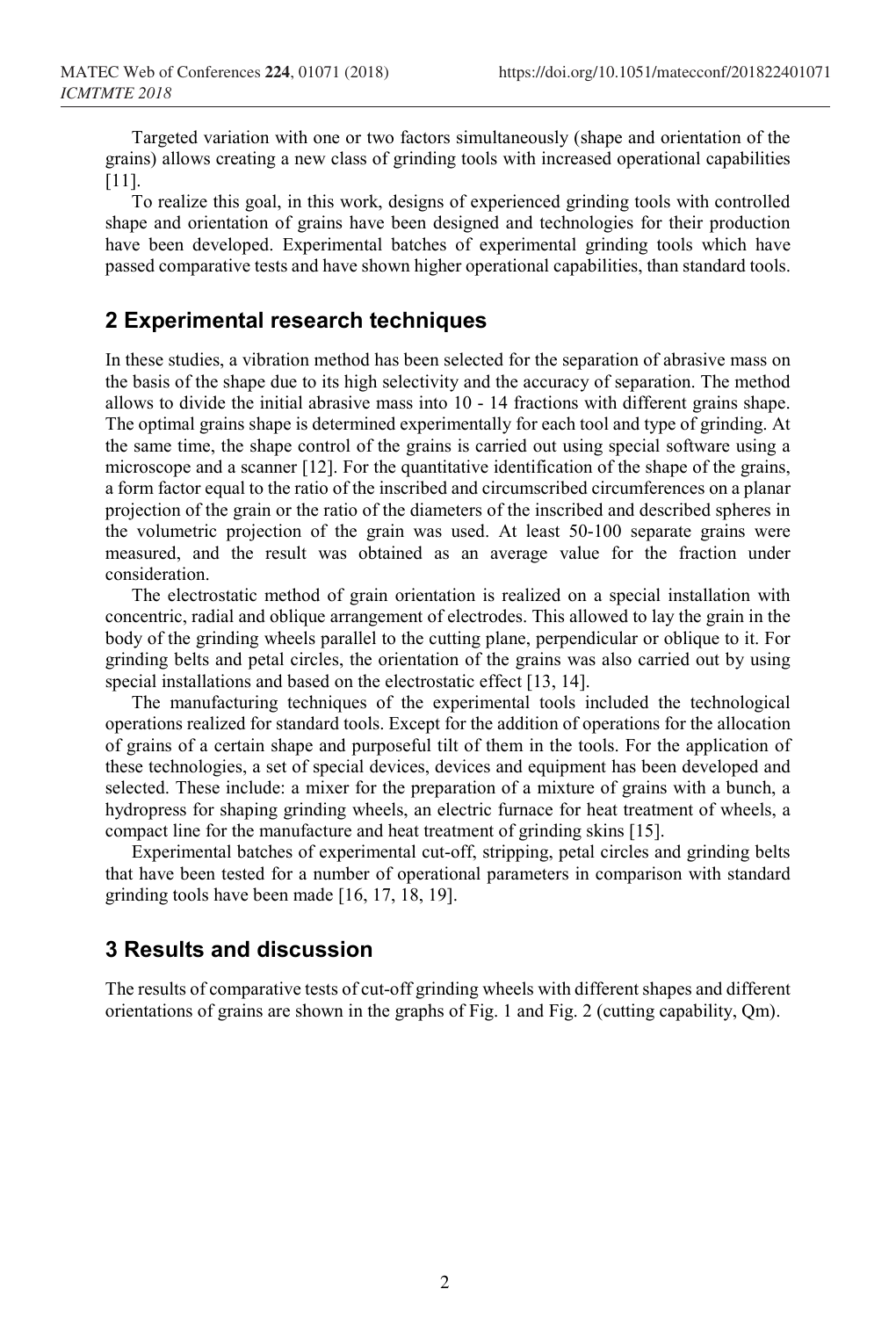Targeted variation with one or two factors simultaneously (shape and orientation of the grains) allows creating a new class of grinding tools with increased operational capabilities [11].

To realize this goal, in this work, designs of experienced grinding tools with controlled shape and orientation of grains have been designed and technologies for their production have been developed. Experimental batches of experimental grinding tools which have passed comparative tests and have shown higher operational capabilities, than standard tools.

## 2 Experimental research techniques

In these studies, a vibration method has been selected for the separation of abrasive mass on the basis of the shape due to its high selectivity and the accuracy of separation. The method allows to divide the initial abrasive mass into 10 - 14 fractions with different grains shape. The optimal grains shape is determined experimentally for each tool and type of grinding. At the same time, the shape control of the grains is carried out using special software using a microscope and a scanner [12]. For the quantitative identification of the shape of the grains, a form factor equal to the ratio of the inscribed and circumscribed circumferences on a planar projection of the grain or the ratio of the diameters of the inscribed and described spheres in the volumetric projection of the grain was used. At least 50-100 separate grains were measured, and the result was obtained as an average value for the fraction under consideration.

The electrostatic method of grain orientation is realized on a special installation with concentric, radial and oblique arrangement of electrodes. This allowed to lay the grain in the body of the grinding wheels parallel to the cutting plane, perpendicular or oblique to it. For grinding belts and petal circles, the orientation of the grains was also carried out by using special installations and based on the electrostatic effect [13, 14].

The manufacturing techniques of the experimental tools included the technological operations realized for standard tools. Except for the addition of operations for the allocation of grains of a certain shape and purposeful tilt of them in the tools. For the application of these technologies, a set of special devices, devices and equipment has been developed and selected. These include: a mixer for the preparation of a mixture of grains with a bunch, a hydropress for shaping grinding wheels, an electric furnace for heat treatment of wheels, a compact line for the manufacture and heat treatment of grinding skins [15].

Experimental batches of experimental cut-off, stripping, petal circles and grinding belts that have been tested for a number of operational parameters in comparison with standard grinding tools have been made [16, 17, 18, 19].

## 3 Results and discussion

The results of comparative tests of cut-off grinding wheels with different shapes and different orientations of grains are shown in the graphs of Fig. 1 and Fig. 2 (cutting capability, Qm).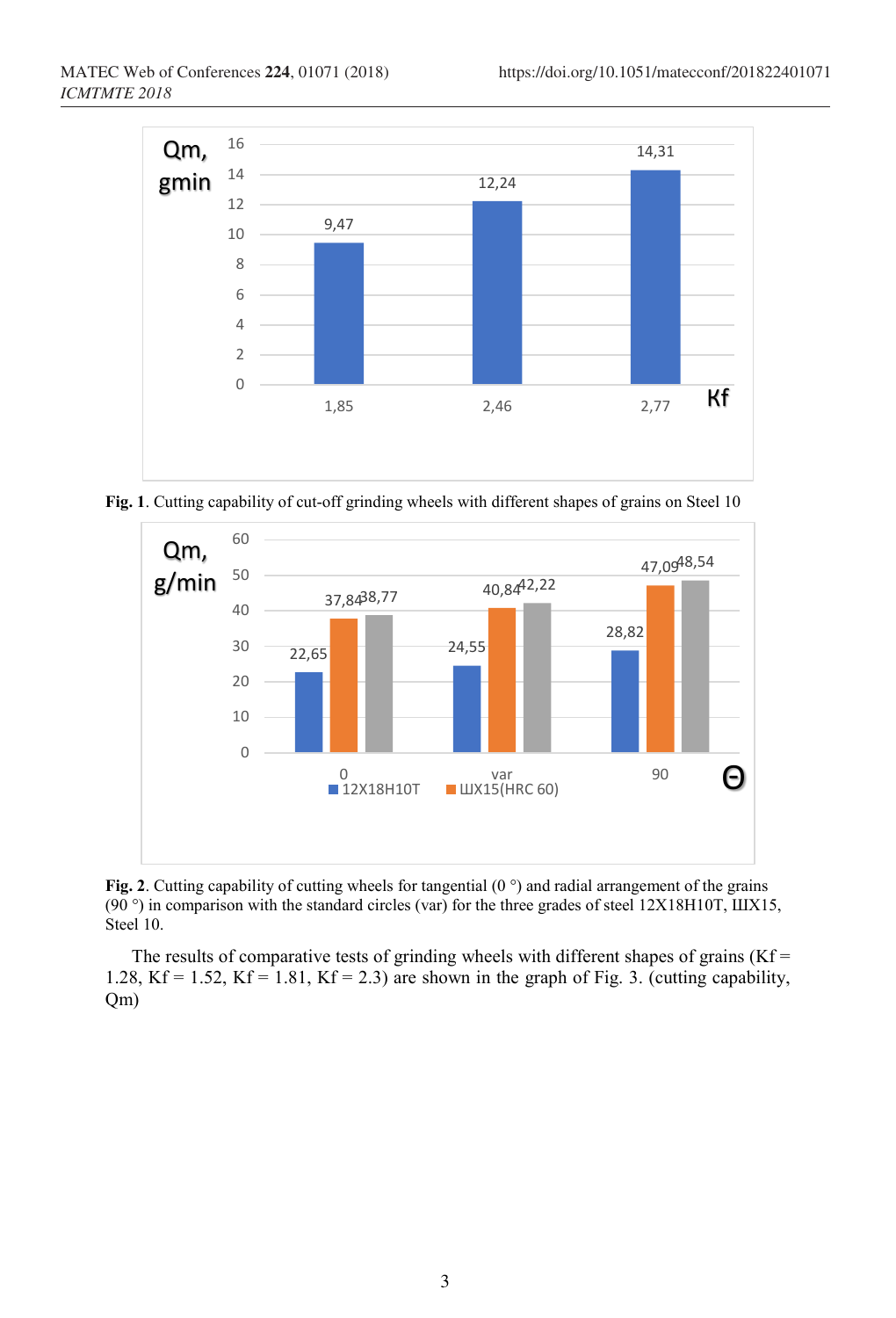**Fig. 1**. Cutting capability of cut-off grinding wheels with different shapes of grains on Steel 10

**Fig. 2**. Cutting capability of cutting wheels for tangential (0 °) and radial arrangement of the grains (90 °) in comparison with the standard circles (var) for the three grades of steel 12X18H10T, ШХ15, Steel 10.

The results of comparative tests of grinding wheels with different shapes of grains (Kf = 1.28, Kf = 1.52, Kf = 1.81, Kf = 2.3) are shown in the graph of Fig. 3. (cutting capability, Qm)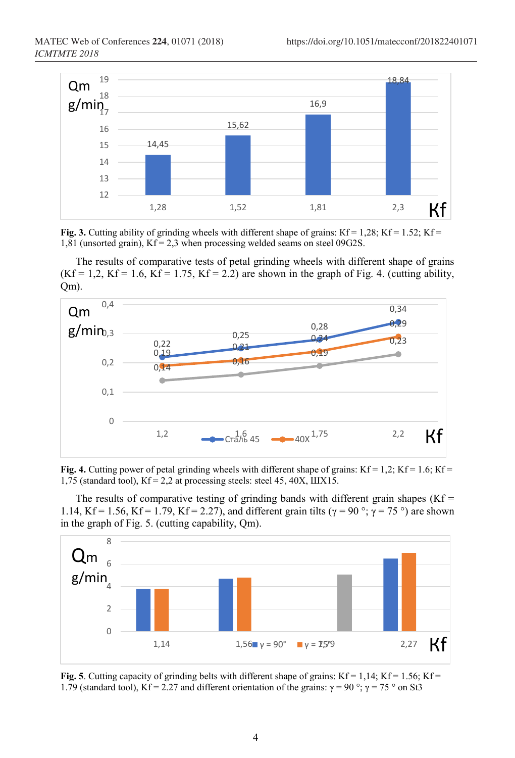**Fig. 3.** Cutting ability of grinding wheels with different shape of grains: Kf = 1,28; Kf = 1.52; Kf = 1,81 (unsorted grain), Kf = 2,3 when processing welded seams on steel 09G2S.

The results of comparative tests of petal grinding wheels with different shape of grains (Kf = 1,2, Kf = 1.6, Kf = 1.75, Kf = 2.2) are shown in the graph of Fig. 4. (cutting ability, Qm).

**Fig. 4.** Cutting power of petal grinding wheels with different shape of grains: Kf = 1,2; Kf = 1.6; Kf = 1,75 (standard tool), Kf = 2,2 at processing steels: steel 45, 40X, ШХ15.

The results of comparative testing of grinding bands with different grain shapes (Kf = 1.14, Kf = 1.56, Kf = 1.79, Kf = 2.27), and different grain tilts (γ = 90 °; γ = 75 °) are shown in the graph of Fig. 5. (cutting capability, Qm).

**Fig. 5**. Cutting capacity of grinding belts with different shape of grains: Kf = 1,14; Kf = 1.56; Kf = 1.79 (standard tool), Kf = 2.27 and different orientation of the grains: γ = 90 °; γ = 75 ° on St3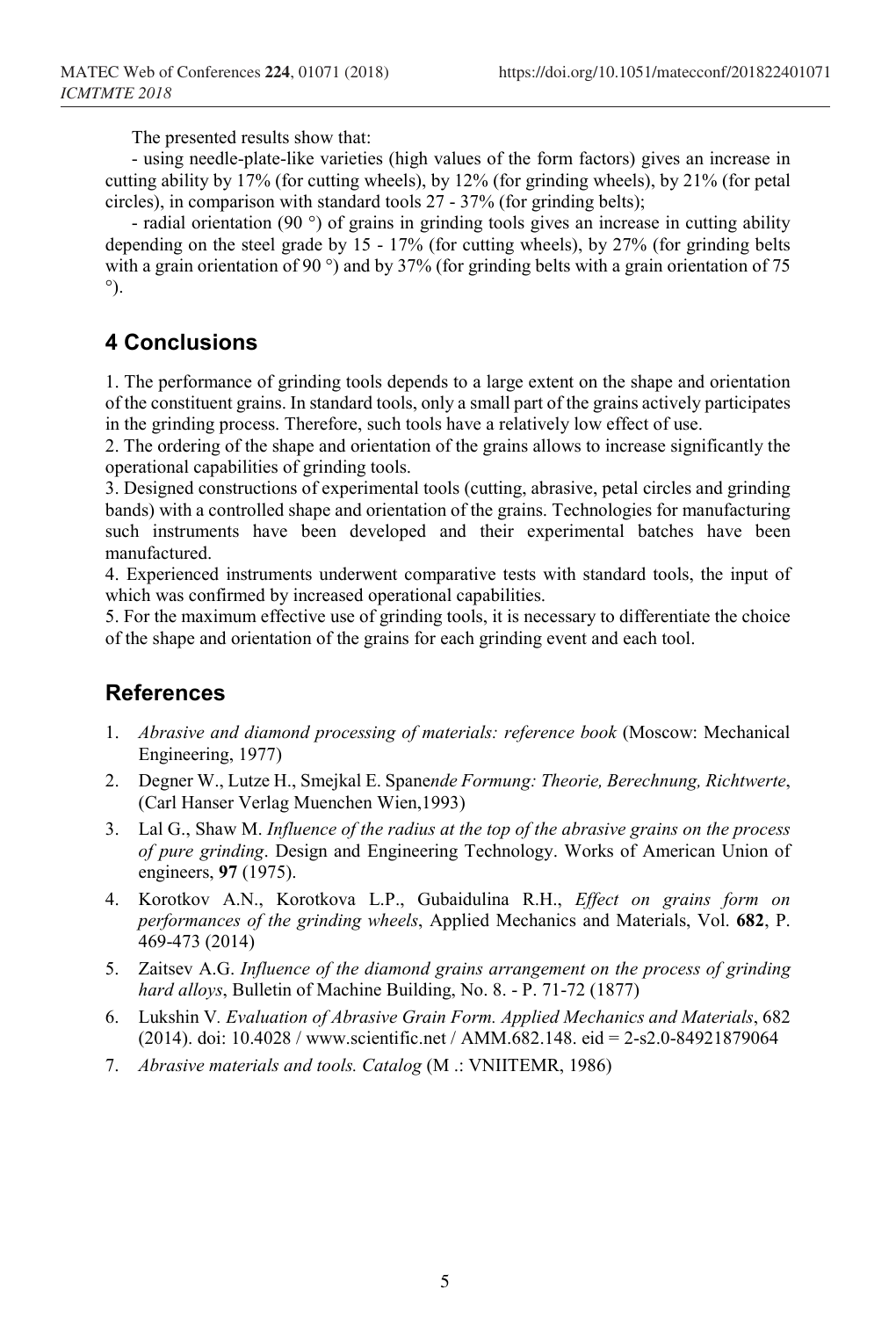The presented results show that:

- using needle-plate-like varieties (high values of the form factors) gives an increase in cutting ability by 17% (for cutting wheels), by 12% (for grinding wheels), by 21% (for petal circles), in comparison with standard tools 27 - 37% (for grinding belts);
- radial orientation (90 °) of grains in grinding tools gives an increase in cutting ability depending on the steel grade by 15 - 17% (for cutting wheels), by 27% (for grinding belts with a grain orientation of 90 °) and by 37% (for grinding belts with a grain orientation of 75 °).

## 4 Conclusions

1. The performance of grinding tools depends to a large extent on the shape and orientation of the constituent grains. In standard tools, only a small part of the grains actively participates in the grinding process. Therefore, such tools have a relatively low effect of use.
2. The ordering of the shape and orientation of the grains allows to increase significantly the operational capabilities of grinding tools.
3. Designed constructions of experimental tools (cutting, abrasive, petal circles and grinding bands) with a controlled shape and orientation of the grains. Technologies for manufacturing such instruments have been developed and their experimental batches have been manufactured.
4. Experienced instruments underwent comparative tests with standard tools, the input of which was confirmed by increased operational capabilities.
5. For the maximum effective use of grinding tools, it is necessary to differentiate the choice of the shape and orientation of the grains for each grinding event and each tool.

## References

1. *Abrasive and diamond processing of materials: reference book* (Moscow: Mechanical Engineering, 1977)
2. Degner W., Lutze H., Smejkal E. Spane*nde Formung: Theorie, Berechnung, Richtwerte*, (Carl Hanser Verlag Muenchen Wien,1993)
3. Lal G., Shaw M. *Influence of the radius at the top of the abrasive grains on the process of pure grinding*. Design and Engineering Technology. Works of American Union of engineers, **97** (1975).
4. Korotkov A.N., Korotkova L.P., Gubaidulina R.H., *Effect on grains form on performances of the grinding wheels*, Applied Mechanics and Materials, Vol. **682**, P. 469-473 (2014)
5. Zaitsev A.G. *Influence of the diamond grains arrangement on the process of grinding hard alloys*, Bulletin of Machine Building, No. 8. - P. 71-72 (1877)
6. Lukshin V. *Evaluation of Abrasive Grain Form. Applied Mechanics and Materials*, 682 (2014). doi: 10.4028 / www.scientific.net / AMM.682.148. eid = 2-s2.0-84921879064
7. *Abrasive materials and tools. Catalog* (M .: VNIITEMR, 1986)